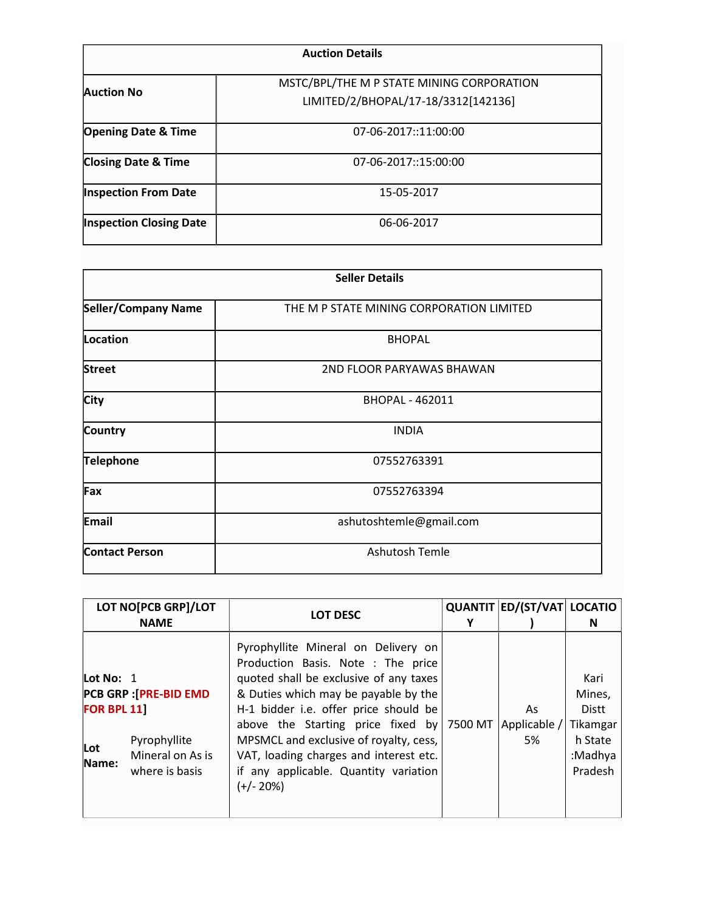| Auction Details | |
|---|---|
| **Auction No** | MSTC/BPL/THE M P STATE MINING CORPORATION LIMITED/2/BHOPAL/17-18/3312[142136] |
| **Opening Date & Time** | 07-06-2017::11:00:00 |
| **Closing Date & Time** | 07-06-2017::15:00:00 |
| **Inspection From Date** | 15-05-2017 |
| **Inspection Closing Date** | 06-06-2017 |

| Seller Details | |
|---|---|
| **Seller/Company Name** | THE M P STATE MINING CORPORATION LIMITED |
| **Location** | BHOPAL |
| **Street** | 2ND FLOOR PARYAWAS BHAWAN |
| **City** | BHOPAL - 462011 |
| **Country** | INDIA |
| **Telephone** | 07552763391 |
| **Fax** | 07552763394 |
| **Email** | ashutoshtemle@gmail.com |
| **Contact Person** | Ashutosh Temle |

| LOT NO[PCB GRP]/LOT NAME | LOT DESC | QUANTITY | ED/(ST/VAT) | LOCATION |
|---|---|---|---|---|
| **Lot No:** 1<br>**PCB GRP :[PRE-BID EMD FOR BPL 11]**<br>**Lot Name:** Pyrophyllite Mineral on As is where is basis | Pyrophyllite Mineral on Delivery on Production Basis. Note : The price quoted shall be exclusive of any taxes & Duties which may be payable by the H-1 bidder i.e. offer price should be above the Starting price fixed by MPSMCL and exclusive of royalty, cess, VAT, loading charges and interest etc. if any applicable. Quantity variation (+/- 20%) | 7500 MT | As Applicable / 5% | Kari Mines, Distt Tikamgarh State :Madhya Pradesh |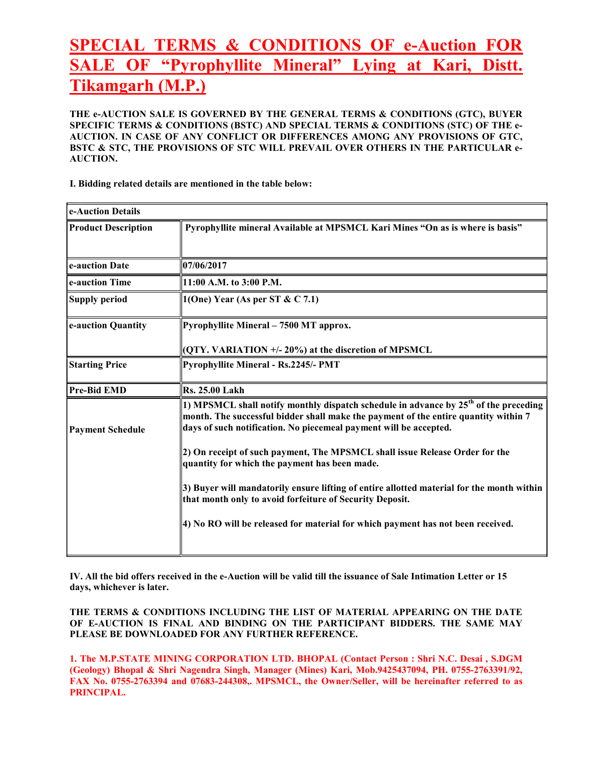# SPECIAL TERMS & CONDITIONS OF e-Auction FOR SALE OF "Pyrophyllite Mineral" Lying at Kari, Distt. Tikamgarh (M.P.)

**THE e-AUCTION SALE IS GOVERNED BY THE GENERAL TERMS & CONDITIONS (GTC), BUYER SPECIFIC TERMS & CONDITIONS (BSTC) AND SPECIAL TERMS & CONDITIONS (STC) OF THE e-AUCTION. IN CASE OF ANY CONFLICT OR DIFFERENCES AMONG ANY PROVISIONS OF GTC, BSTC & STC, THE PROVISIONS OF STC WILL PREVAIL OVER OTHERS IN THE PARTICULAR e-AUCTION.**

**I. Bidding related details are mentioned in the table below:**

| e-Auction Details | |
|---|---|
| **Product Description** | **Pyrophyllite mineral Available at MPSMCL Kari Mines "On as is where is basis"** |
| **e-auction Date** | **07/06/2017** |
| **e-auction Time** | **11:00 A.M. to 3:00 P.M.** |
| **Supply period** | **1(One) Year (As per ST & C 7.1)** |
| **e-auction Quantity** | **Pyrophyllite Mineral – 7500 MT approx.**<br><br>**(QTY. VARIATION +/- 20%) at the discretion of MPSMCL** |
| **Starting Price** | **Pyrophyllite Mineral - Rs.2245/- PMT** |
| **Pre-Bid EMD** | **Rs. 25.00 Lakh** |
| **Payment Schedule** | **1) MPSMCL shall notify monthly dispatch schedule in advance by 25th of the preceding month. The successful bidder shall make the payment of the entire quantity within 7 days of such notification. No piecemeal payment will be accepted.**<br><br>**2) On receipt of such payment, The MPSMCL shall issue Release Order for the quantity for which the payment has been made.**<br><br>**3) Buyer will mandatorily ensure lifting of entire allotted material for the month within that month only to avoid forfeiture of Security Deposit.**<br><br>**4) No RO will be released for material for which payment has not been received.** |

**IV. All the bid offers received in the e-Auction will be valid till the issuance of Sale Intimation Letter or 15 days, whichever is later.**

**THE TERMS & CONDITIONS INCLUDING THE LIST OF MATERIAL APPEARING ON THE DATE OF E-AUCTION IS FINAL AND BINDING ON THE PARTICIPANT BIDDERS. THE SAME MAY PLEASE BE DOWNLOADED FOR ANY FURTHER REFERENCE.**

**1. The M.P.STATE MINING CORPORATION LTD. BHOPAL (Contact Person : Shri N.C. Desai , S.DGM (Geology) Bhopal & Shri Nagendra Singh, Manager (Mines) Kari, Mob.9425437094, PH. 0755-2763391/92, FAX No. 0755-2763394 and 07683-244308,. MPSMCL, the Owner/Seller, will be hereinafter referred to as PRINCIPAL.**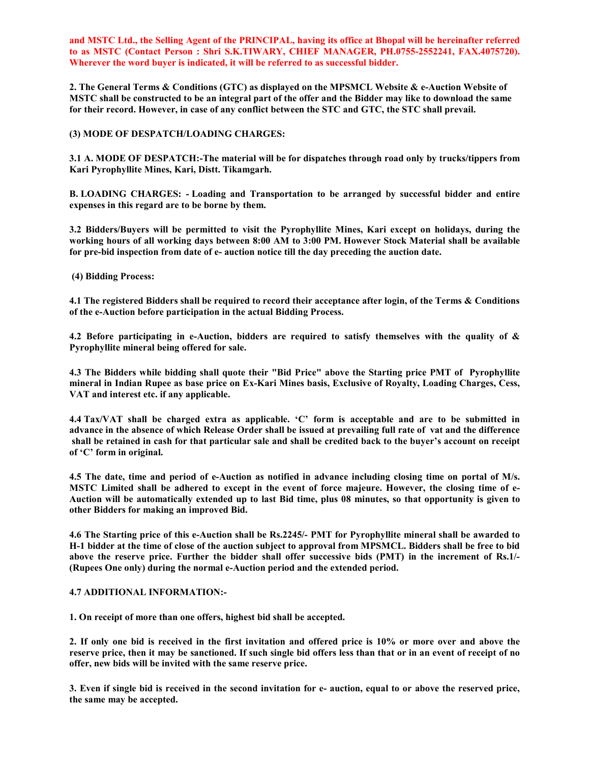**and MSTC Ltd., the Selling Agent of the PRINCIPAL, having its office at Bhopal will be hereinafter referred to as MSTC (Contact Person : Shri S.K.TIWARY, CHIEF MANAGER, PH.0755-2552241, FAX.4075720). Wherever the word buyer is indicated, it will be referred to as successful bidder.**

**2. The General Terms & Conditions (GTC) as displayed on the MPSMCL Website & e-Auction Website of MSTC shall be constructed to be an integral part of the offer and the Bidder may like to download the same for their record. However, in case of any conflict between the STC and GTC, the STC shall prevail.**

**(3) MODE OF DESPATCH/LOADING CHARGES:**

**3.1 A. MODE OF DESPATCH:-The material will be for dispatches through road only by trucks/tippers from Kari Pyrophyllite Mines, Kari, Distt. Tikamgarh.**

**B. LOADING CHARGES: - Loading and Transportation to be arranged by successful bidder and entire expenses in this regard are to be borne by them.**

**3.2 Bidders/Buyers will be permitted to visit the Pyrophyllite Mines, Kari except on holidays, during the working hours of all working days between 8:00 AM to 3:00 PM. However Stock Material shall be available for pre-bid inspection from date of e- auction notice till the day preceding the auction date.**

**(4) Bidding Process:**

**4.1 The registered Bidders shall be required to record their acceptance after login, of the Terms & Conditions of the e-Auction before participation in the actual Bidding Process.**

**4.2 Before participating in e-Auction, bidders are required to satisfy themselves with the quality of & Pyrophyllite mineral being offered for sale.**

**4.3 The Bidders while bidding shall quote their "Bid Price" above the Starting price PMT of Pyrophyllite mineral in Indian Rupee as base price on Ex-Kari Mines basis, Exclusive of Royalty, Loading Charges, Cess, VAT and interest etc. if any applicable.**

**4.4 Tax/VAT shall be charged extra as applicable. 'C' form is acceptable and are to be submitted in advance in the absence of which Release Order shall be issued at prevailing full rate of vat and the difference shall be retained in cash for that particular sale and shall be credited back to the buyer's account on receipt of 'C' form in original.**

**4.5 The date, time and period of e-Auction as notified in advance including closing time on portal of M/s. MSTC Limited shall be adhered to except in the event of force majeure. However, the closing time of e-Auction will be automatically extended up to last Bid time, plus 08 minutes, so that opportunity is given to other Bidders for making an improved Bid.**

**4.6 The Starting price of this e-Auction shall be Rs.2245/- PMT for Pyrophyllite mineral shall be awarded to H-1 bidder at the time of close of the auction subject to approval from MPSMCL. Bidders shall be free to bid above the reserve price. Further the bidder shall offer successive bids (PMT) in the increment of Rs.1/- (Rupees One only) during the normal e-Auction period and the extended period.**

**4.7 ADDITIONAL INFORMATION:-**

**1. On receipt of more than one offers, highest bid shall be accepted.**

**2. If only one bid is received in the first invitation and offered price is 10% or more over and above the reserve price, then it may be sanctioned. If such single bid offers less than that or in an event of receipt of no offer, new bids will be invited with the same reserve price.**

**3. Even if single bid is received in the second invitation for e- auction, equal to or above the reserved price, the same may be accepted.**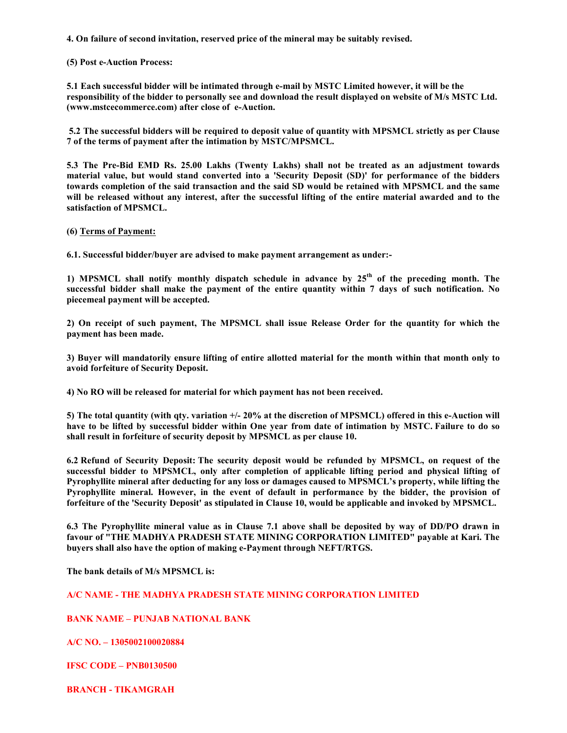**4. On failure of second invitation, reserved price of the mineral may be suitably revised.**

**(5) Post e-Auction Process:**

**5.1 Each successful bidder will be intimated through e-mail by MSTC Limited however, it will be the responsibility of the bidder to personally see and download the result displayed on website of M/s MSTC Ltd. (www.mstcecommerce.com) after close of e-Auction.**

**5.2 The successful bidders will be required to deposit value of quantity with MPSMCL strictly as per Clause 7 of the terms of payment after the intimation by MSTC/MPSMCL.**

**5.3 The Pre-Bid EMD Rs. 25.00 Lakhs (Twenty Lakhs) shall not be treated as an adjustment towards material value, but would stand converted into a 'Security Deposit (SD)' for performance of the bidders towards completion of the said transaction and the said SD would be retained with MPSMCL and the same will be released without any interest, after the successful lifting of the entire material awarded and to the satisfaction of MPSMCL.**

**(6) Terms of Payment:**

**6.1. Successful bidder/buyer are advised to make payment arrangement as under:-**

**1) MPSMCL shall notify monthly dispatch schedule in advance by 25th of the preceding month. The successful bidder shall make the payment of the entire quantity within 7 days of such notification. No piecemeal payment will be accepted.**

**2) On receipt of such payment, The MPSMCL shall issue Release Order for the quantity for which the payment has been made.**

**3) Buyer will mandatorily ensure lifting of entire allotted material for the month within that month only to avoid forfeiture of Security Deposit.**

**4) No RO will be released for material for which payment has not been received.**

**5) The total quantity (with qty. variation +/- 20% at the discretion of MPSMCL) offered in this e-Auction will have to be lifted by successful bidder within One year from date of intimation by MSTC. Failure to do so shall result in forfeiture of security deposit by MPSMCL as per clause 10.**

**6.2 Refund of Security Deposit: The security deposit would be refunded by MPSMCL, on request of the successful bidder to MPSMCL, only after completion of applicable lifting period and physical lifting of Pyrophyllite mineral after deducting for any loss or damages caused to MPSMCL's property, while lifting the Pyrophyllite mineral. However, in the event of default in performance by the bidder, the provision of forfeiture of the 'Security Deposit' as stipulated in Clause 10, would be applicable and invoked by MPSMCL.**

**6.3 The Pyrophyllite mineral value as in Clause 7.1 above shall be deposited by way of DD/PO drawn in favour of "THE MADHYA PRADESH STATE MINING CORPORATION LIMITED" payable at Kari. The buyers shall also have the option of making e-Payment through NEFT/RTGS.**

**The bank details of M/s MPSMCL is:**

**A/C NAME - THE MADHYA PRADESH STATE MINING CORPORATION LIMITED**

**BANK NAME – PUNJAB NATIONAL BANK**

**A/C NO. – 1305002100020884**

**IFSC CODE – PNB0130500**

**BRANCH - TIKAMGRAH**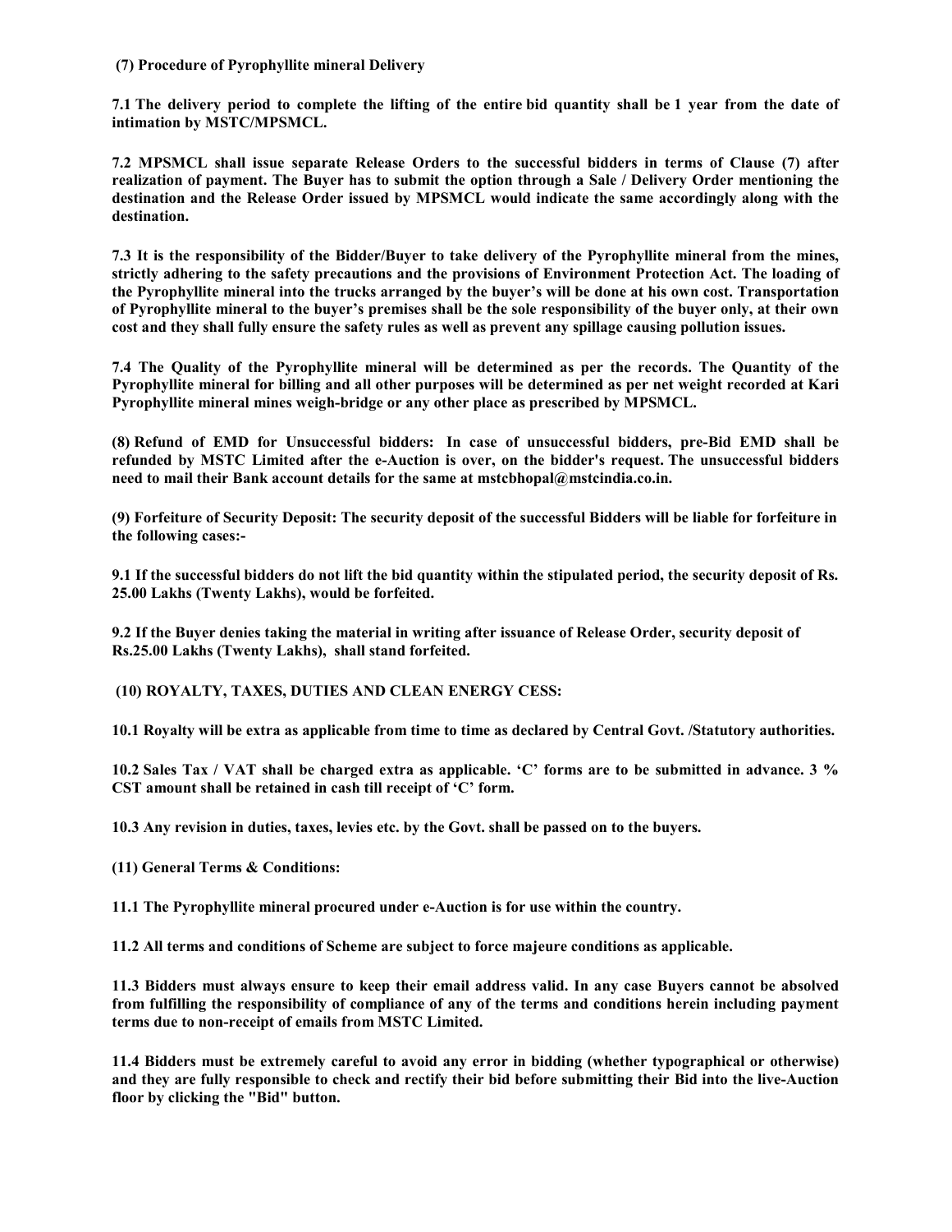**(7) Procedure of Pyrophyllite mineral Delivery**

**7.1 The delivery period to complete the lifting of the entire bid quantity shall be 1 year from the date of intimation by MSTC/MPSMCL.**

**7.2 MPSMCL shall issue separate Release Orders to the successful bidders in terms of Clause (7) after realization of payment. The Buyer has to submit the option through a Sale / Delivery Order mentioning the destination and the Release Order issued by MPSMCL would indicate the same accordingly along with the destination.**

**7.3 It is the responsibility of the Bidder/Buyer to take delivery of the Pyrophyllite mineral from the mines, strictly adhering to the safety precautions and the provisions of Environment Protection Act. The loading of the Pyrophyllite mineral into the trucks arranged by the buyer's will be done at his own cost. Transportation of Pyrophyllite mineral to the buyer's premises shall be the sole responsibility of the buyer only, at their own cost and they shall fully ensure the safety rules as well as prevent any spillage causing pollution issues.**

**7.4 The Quality of the Pyrophyllite mineral will be determined as per the records. The Quantity of the Pyrophyllite mineral for billing and all other purposes will be determined as per net weight recorded at Kari Pyrophyllite mineral mines weigh-bridge or any other place as prescribed by MPSMCL.**

**(8) Refund of EMD for Unsuccessful bidders: In case of unsuccessful bidders, pre-Bid EMD shall be refunded by MSTC Limited after the e-Auction is over, on the bidder's request. The unsuccessful bidders need to mail their Bank account details for the same at mstcbhopal@mstcindia.co.in.**

**(9) Forfeiture of Security Deposit: The security deposit of the successful Bidders will be liable for forfeiture in the following cases:-**

**9.1 If the successful bidders do not lift the bid quantity within the stipulated period, the security deposit of Rs. 25.00 Lakhs (Twenty Lakhs), would be forfeited.**

**9.2 If the Buyer denies taking the material in writing after issuance of Release Order, security deposit of Rs.25.00 Lakhs (Twenty Lakhs), shall stand forfeited.**

**(10) ROYALTY, TAXES, DUTIES AND CLEAN ENERGY CESS:**

**10.1 Royalty will be extra as applicable from time to time as declared by Central Govt. /Statutory authorities.**

**10.2 Sales Tax / VAT shall be charged extra as applicable. 'C' forms are to be submitted in advance. 3 % CST amount shall be retained in cash till receipt of 'C' form.**

**10.3 Any revision in duties, taxes, levies etc. by the Govt. shall be passed on to the buyers.**

**(11) General Terms & Conditions:**

**11.1 The Pyrophyllite mineral procured under e-Auction is for use within the country.**

**11.2 All terms and conditions of Scheme are subject to force majeure conditions as applicable.**

**11.3 Bidders must always ensure to keep their email address valid. In any case Buyers cannot be absolved from fulfilling the responsibility of compliance of any of the terms and conditions herein including payment terms due to non-receipt of emails from MSTC Limited.**

**11.4 Bidders must be extremely careful to avoid any error in bidding (whether typographical or otherwise) and they are fully responsible to check and rectify their bid before submitting their Bid into the live-Auction floor by clicking the "Bid" button.**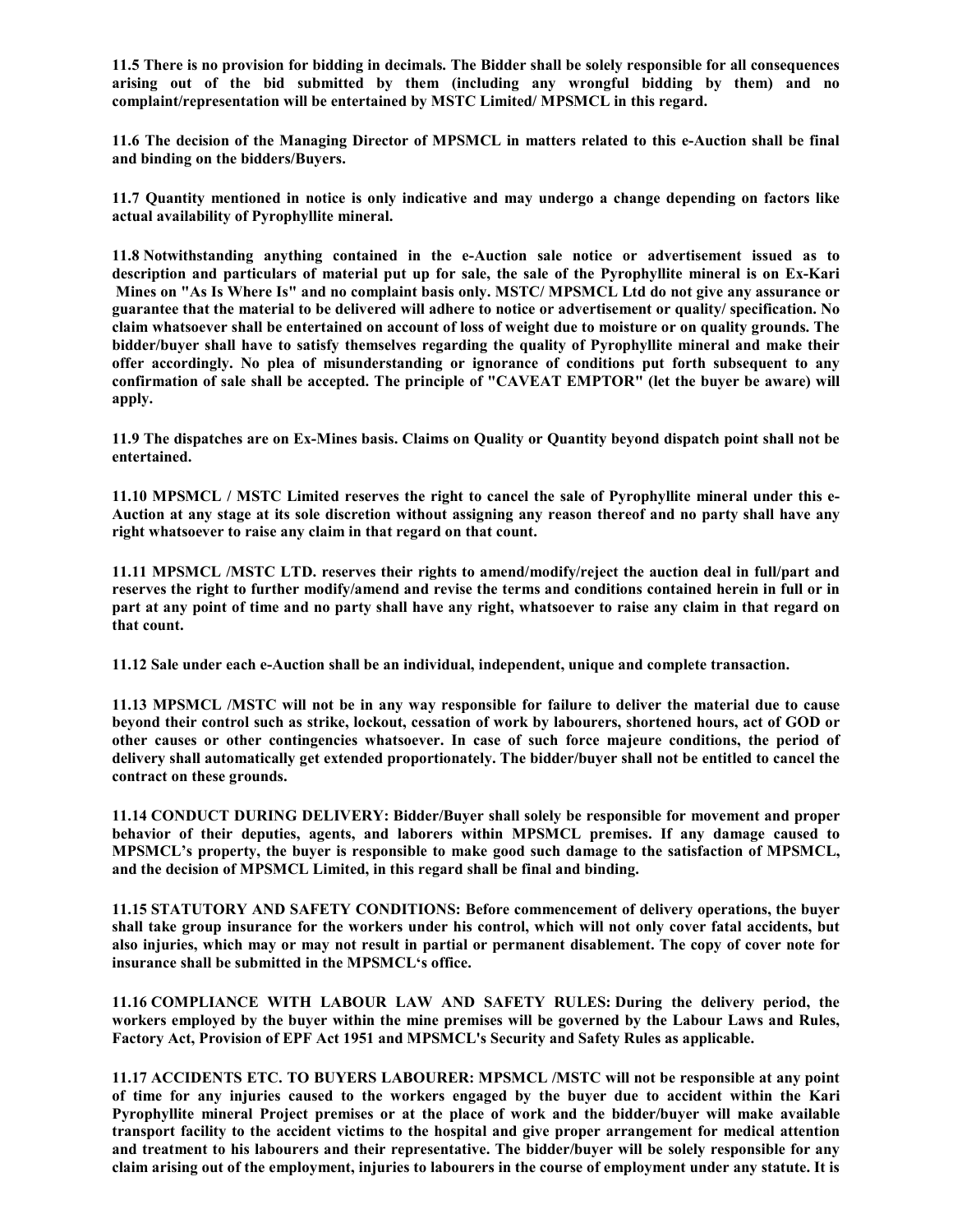**11.5 There is no provision for bidding in decimals. The Bidder shall be solely responsible for all consequences arising out of the bid submitted by them (including any wrongful bidding by them) and no complaint/representation will be entertained by MSTC Limited/ MPSMCL in this regard.**

**11.6 The decision of the Managing Director of MPSMCL in matters related to this e-Auction shall be final and binding on the bidders/Buyers.**

**11.7 Quantity mentioned in notice is only indicative and may undergo a change depending on factors like actual availability of Pyrophyllite mineral.**

**11.8 Notwithstanding anything contained in the e-Auction sale notice or advertisement issued as to description and particulars of material put up for sale, the sale of the Pyrophyllite mineral is on Ex-Kari Mines on "As Is Where Is" and no complaint basis only. MSTC/ MPSMCL Ltd do not give any assurance or guarantee that the material to be delivered will adhere to notice or advertisement or quality/ specification. No claim whatsoever shall be entertained on account of loss of weight due to moisture or on quality grounds. The bidder/buyer shall have to satisfy themselves regarding the quality of Pyrophyllite mineral and make their offer accordingly. No plea of misunderstanding or ignorance of conditions put forth subsequent to any confirmation of sale shall be accepted. The principle of "CAVEAT EMPTOR" (let the buyer be aware) will apply.**

**11.9 The dispatches are on Ex-Mines basis. Claims on Quality or Quantity beyond dispatch point shall not be entertained.**

**11.10 MPSMCL / MSTC Limited reserves the right to cancel the sale of Pyrophyllite mineral under this e-Auction at any stage at its sole discretion without assigning any reason thereof and no party shall have any right whatsoever to raise any claim in that regard on that count.**

**11.11 MPSMCL /MSTC LTD. reserves their rights to amend/modify/reject the auction deal in full/part and reserves the right to further modify/amend and revise the terms and conditions contained herein in full or in part at any point of time and no party shall have any right, whatsoever to raise any claim in that regard on that count.**

**11.12 Sale under each e-Auction shall be an individual, independent, unique and complete transaction.**

**11.13 MPSMCL /MSTC will not be in any way responsible for failure to deliver the material due to cause beyond their control such as strike, lockout, cessation of work by labourers, shortened hours, act of GOD or other causes or other contingencies whatsoever. In case of such force majeure conditions, the period of delivery shall automatically get extended proportionately. The bidder/buyer shall not be entitled to cancel the contract on these grounds.**

**11.14 CONDUCT DURING DELIVERY: Bidder/Buyer shall solely be responsible for movement and proper behavior of their deputies, agents, and laborers within MPSMCL premises. If any damage caused to MPSMCL's property, the buyer is responsible to make good such damage to the satisfaction of MPSMCL, and the decision of MPSMCL Limited, in this regard shall be final and binding.**

**11.15 STATUTORY AND SAFETY CONDITIONS: Before commencement of delivery operations, the buyer shall take group insurance for the workers under his control, which will not only cover fatal accidents, but also injuries, which may or may not result in partial or permanent disablement. The copy of cover note for insurance shall be submitted in the MPSMCL's office.**

**11.16 COMPLIANCE WITH LABOUR LAW AND SAFETY RULES: During the delivery period, the workers employed by the buyer within the mine premises will be governed by the Labour Laws and Rules, Factory Act, Provision of EPF Act 1951 and MPSMCL's Security and Safety Rules as applicable.**

**11.17 ACCIDENTS ETC. TO BUYERS LABOURER: MPSMCL /MSTC will not be responsible at any point of time for any injuries caused to the workers engaged by the buyer due to accident within the Kari Pyrophyllite mineral Project premises or at the place of work and the bidder/buyer will make available transport facility to the accident victims to the hospital and give proper arrangement for medical attention and treatment to his labourers and their representative. The bidder/buyer will be solely responsible for any claim arising out of the employment, injuries to labourers in the course of employment under any statute. It is**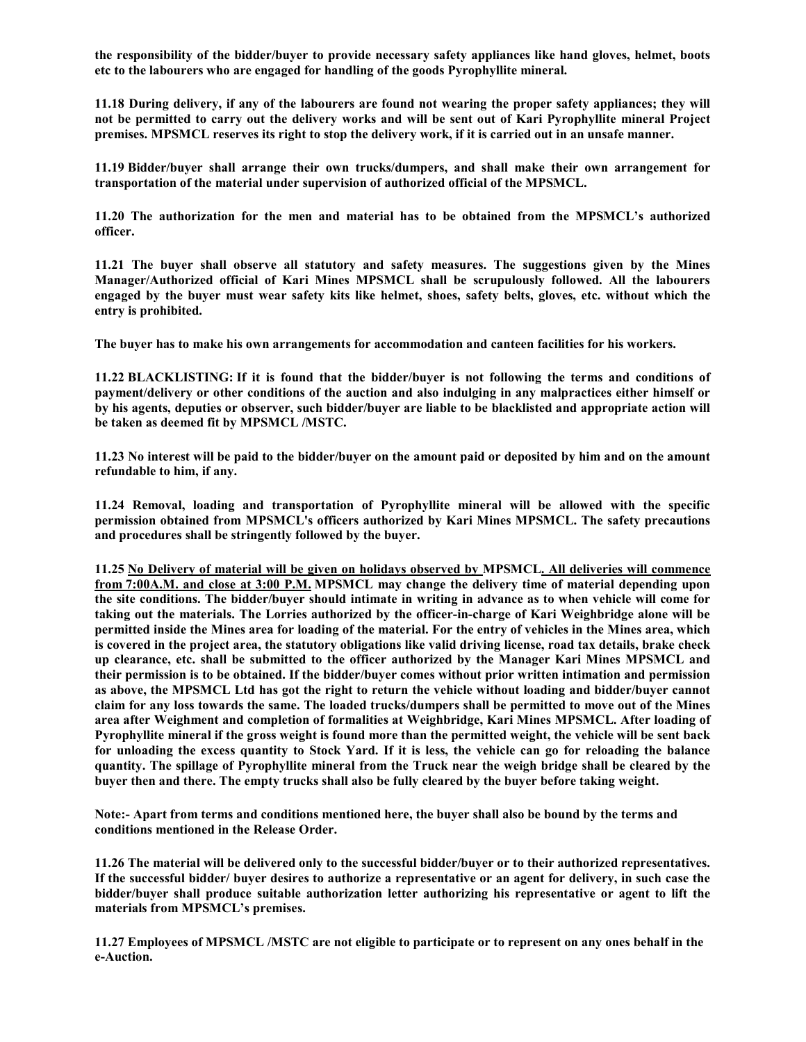**the responsibility of the bidder/buyer to provide necessary safety appliances like hand gloves, helmet, boots etc to the labourers who are engaged for handling of the goods Pyrophyllite mineral.**

**11.18 During delivery, if any of the labourers are found not wearing the proper safety appliances; they will not be permitted to carry out the delivery works and will be sent out of Kari Pyrophyllite mineral Project premises. MPSMCL reserves its right to stop the delivery work, if it is carried out in an unsafe manner.**

**11.19 Bidder/buyer shall arrange their own trucks/dumpers, and shall make their own arrangement for transportation of the material under supervision of authorized official of the MPSMCL.**

**11.20 The authorization for the men and material has to be obtained from the MPSMCL's authorized officer.**

**11.21 The buyer shall observe all statutory and safety measures. The suggestions given by the Mines Manager/Authorized official of Kari Mines MPSMCL shall be scrupulously followed. All the labourers engaged by the buyer must wear safety kits like helmet, shoes, safety belts, gloves, etc. without which the entry is prohibited.**

**The buyer has to make his own arrangements for accommodation and canteen facilities for his workers.**

**11.22 BLACKLISTING: If it is found that the bidder/buyer is not following the terms and conditions of payment/delivery or other conditions of the auction and also indulging in any malpractices either himself or by his agents, deputies or observer, such bidder/buyer are liable to be blacklisted and appropriate action will be taken as deemed fit by MPSMCL /MSTC.**

**11.23 No interest will be paid to the bidder/buyer on the amount paid or deposited by him and on the amount refundable to him, if any.**

**11.24 Removal, loading and transportation of Pyrophyllite mineral will be allowed with the specific permission obtained from MPSMCL's officers authorized by Kari Mines MPSMCL. The safety precautions and procedures shall be stringently followed by the buyer.**

**11.25 <u>No Delivery of material will be given on holidays observed by</u> MPSMCL<u>. All deliveries will commence from 7:00A.M. and close at 3:00 P.M.</u> MPSMCL may change the delivery time of material depending upon the site conditions. The bidder/buyer should intimate in writing in advance as to when vehicle will come for taking out the materials. The Lorries authorized by the officer-in-charge of Kari Weighbridge alone will be permitted inside the Mines area for loading of the material. For the entry of vehicles in the Mines area, which is covered in the project area, the statutory obligations like valid driving license, road tax details, brake check up clearance, etc. shall be submitted to the officer authorized by the Manager Kari Mines MPSMCL and their permission is to be obtained. If the bidder/buyer comes without prior written intimation and permission as above, the MPSMCL Ltd has got the right to return the vehicle without loading and bidder/buyer cannot claim for any loss towards the same. The loaded trucks/dumpers shall be permitted to move out of the Mines area after Weighment and completion of formalities at Weighbridge, Kari Mines MPSMCL. After loading of Pyrophyllite mineral if the gross weight is found more than the permitted weight, the vehicle will be sent back for unloading the excess quantity to Stock Yard. If it is less, the vehicle can go for reloading the balance quantity. The spillage of Pyrophyllite mineral from the Truck near the weigh bridge shall be cleared by the buyer then and there. The empty trucks shall also be fully cleared by the buyer before taking weight.**

**Note:- Apart from terms and conditions mentioned here, the buyer shall also be bound by the terms and conditions mentioned in the Release Order.**

**11.26 The material will be delivered only to the successful bidder/buyer or to their authorized representatives. If the successful bidder/ buyer desires to authorize a representative or an agent for delivery, in such case the bidder/buyer shall produce suitable authorization letter authorizing his representative or agent to lift the materials from MPSMCL's premises.**

**11.27 Employees of MPSMCL /MSTC are not eligible to participate or to represent on any ones behalf in the e-Auction.**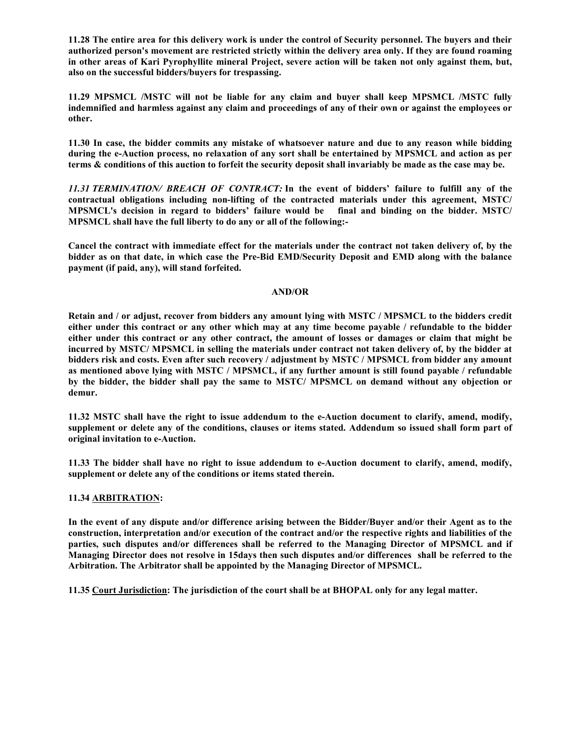**11.28 The entire area for this delivery work is under the control of Security personnel. The buyers and their authorized person's movement are restricted strictly within the delivery area only. If they are found roaming in other areas of Kari Pyrophyllite mineral Project, severe action will be taken not only against them, but, also on the successful bidders/buyers for trespassing.**

**11.29 MPSMCL /MSTC will not be liable for any claim and buyer shall keep MPSMCL /MSTC fully indemnified and harmless against any claim and proceedings of any of their own or against the employees or other.**

**11.30 In case, the bidder commits any mistake of whatsoever nature and due to any reason while bidding during the e-Auction process, no relaxation of any sort shall be entertained by MPSMCL and action as per terms & conditions of this auction to forfeit the security deposit shall invariably be made as the case may be.**

***11.31 TERMINATION/ BREACH OF CONTRACT:*** **In the event of bidders' failure to fulfill any of the contractual obligations including non-lifting of the contracted materials under this agreement, MSTC/ MPSMCL's decision in regard to bidders' failure would be final and binding on the bidder. MSTC/ MPSMCL shall have the full liberty to do any or all of the following:-**

**Cancel the contract with immediate effect for the materials under the contract not taken delivery of, by the bidder as on that date, in which case the Pre-Bid EMD/Security Deposit and EMD along with the balance payment (if paid, any), will stand forfeited.**

**AND/OR**

**Retain and / or adjust, recover from bidders any amount lying with MSTC / MPSMCL to the bidders credit either under this contract or any other which may at any time become payable / refundable to the bidder either under this contract or any other contract, the amount of losses or damages or claim that might be incurred by MSTC/ MPSMCL in selling the materials under contract not taken delivery of, by the bidder at bidders risk and costs. Even after such recovery / adjustment by MSTC / MPSMCL from bidder any amount as mentioned above lying with MSTC / MPSMCL, if any further amount is still found payable / refundable by the bidder, the bidder shall pay the same to MSTC/ MPSMCL on demand without any objection or demur.**

**11.32 MSTC shall have the right to issue addendum to the e-Auction document to clarify, amend, modify, supplement or delete any of the conditions, clauses or items stated. Addendum so issued shall form part of original invitation to e-Auction.**

**11.33 The bidder shall have no right to issue addendum to e-Auction document to clarify, amend, modify, supplement or delete any of the conditions or items stated therein.**

**11.34 ARBITRATION:**

**In the event of any dispute and/or difference arising between the Bidder/Buyer and/or their Agent as to the construction, interpretation and/or execution of the contract and/or the respective rights and liabilities of the parties, such disputes and/or differences shall be referred to the Managing Director of MPSMCL and if Managing Director does not resolve in 15days then such disputes and/or differences shall be referred to the Arbitration. The Arbitrator shall be appointed by the Managing Director of MPSMCL.**

**11.35 Court Jurisdiction: The jurisdiction of the court shall be at BHOPAL only for any legal matter.**